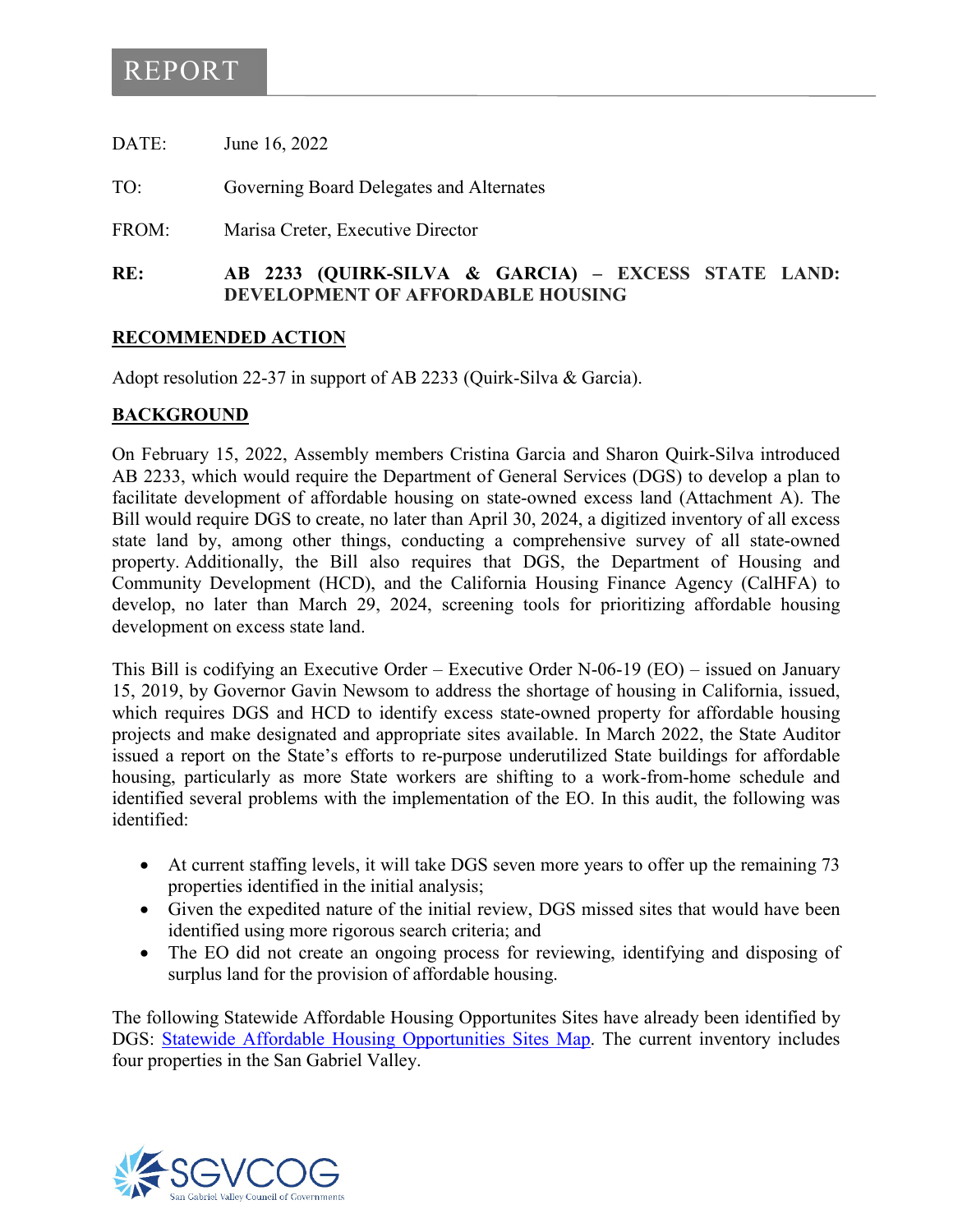# REPORT

DATE: June 16, 2022

TO: Governing Board Delegates and Alternates

FROM: Marisa Creter, Executive Director

**RE: AB 2233 (QUIRK-SILVA & GARCIA) – EXCESS STATE LAND: DEVELOPMENT OF AFFORDABLE HOUSING**

## RECOMMENDED ACTION

Adopt resolution 22-37 in support of AB 2233 (Quirk-Silva & Garcia).

## BACKGROUND

On February 15, 2022, Assembly members Cristina Garcia and Sharon Quirk-Silva introduced AB 2233, which would require the Department of General Services (DGS) to develop a plan to facilitate development of affordable housing on state-owned excess land (Attachment A). The Bill would require DGS to create, no later than April 30, 2024, a digitized inventory of all excess state land by, among other things, conducting a comprehensive survey of all state-owned property. Additionally, the Bill also requires that DGS, the Department of Housing and Community Development (HCD), and the California Housing Finance Agency (CalHFA) to develop, no later than March 29, 2024, screening tools for prioritizing affordable housing development on excess state land.

This Bill is codifying an Executive Order – Executive Order N-06-19 (EO) – issued on January 15, 2019, by Governor Gavin Newsom to address the shortage of housing in California, issued, which requires DGS and HCD to identify excess state-owned property for affordable housing projects and make designated and appropriate sites available. In March 2022, the State Auditor issued a report on the State's efforts to re-purpose underutilized State buildings for affordable housing, particularly as more State workers are shifting to a work-from-home schedule and identified several problems with the implementation of the EO. In this audit, the following was identified:

- At current staffing levels, it will take DGS seven more years to offer up the remaining 73 properties identified in the initial analysis;
- Given the expedited nature of the initial review, DGS missed sites that would have been identified using more rigorous search criteria; and
- The EO did not create an ongoing process for reviewing, identifying and disposing of surplus land for the provision of affordable housing.

The following Statewide Affordable Housing Opportunites Sites have already been identified by DGS: [Statewide Affordable Housing Opportunities Sites Map](). The current inventory includes four properties in the San Gabriel Valley.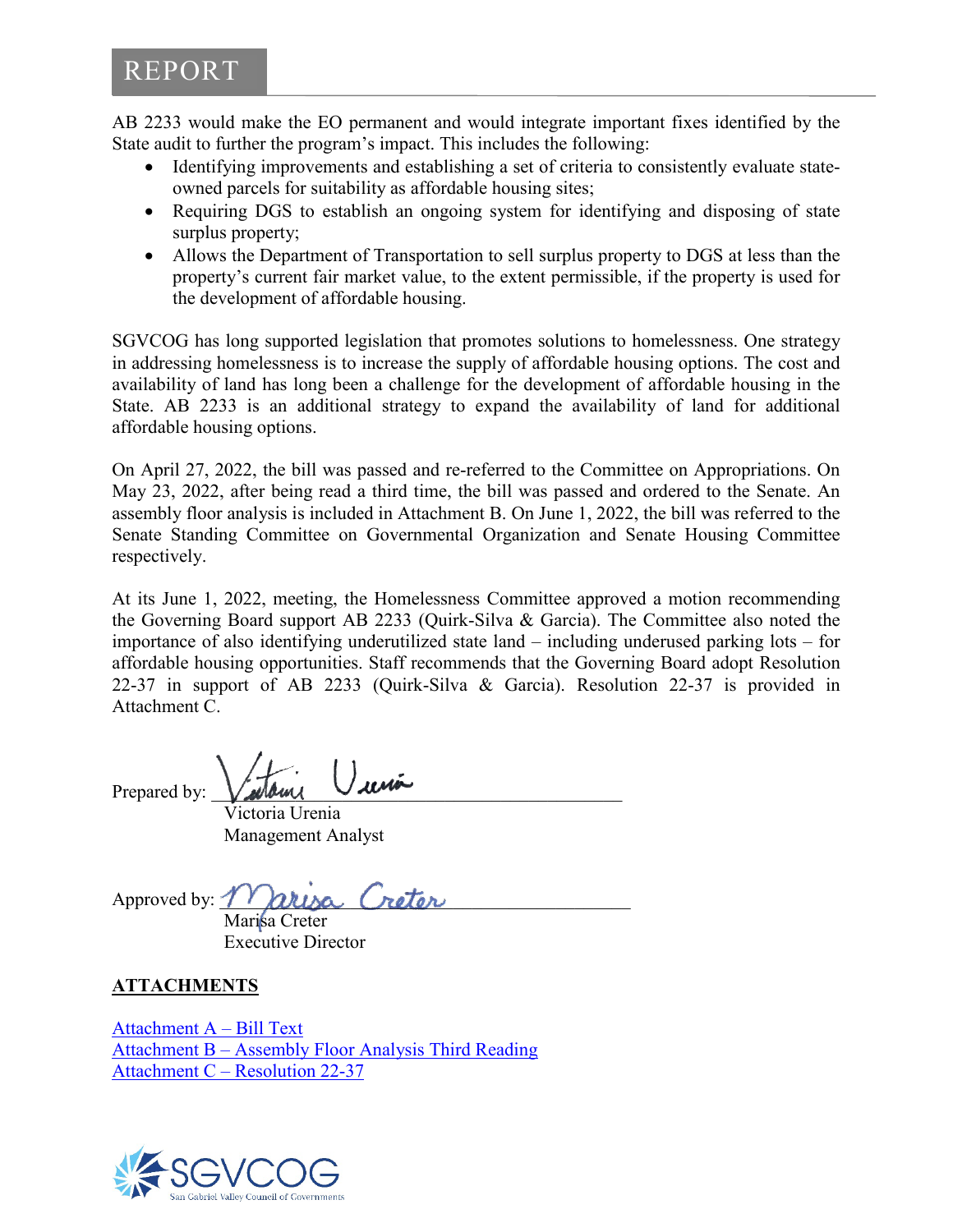AB 2233 would make the EO permanent and would integrate important fixes identified by the State audit to further the program's impact. This includes the following:

- Identifying improvements and establishing a set of criteria to consistently evaluate state-owned parcels for suitability as affordable housing sites;
- Requiring DGS to establish an ongoing system for identifying and disposing of state surplus property;
- Allows the Department of Transportation to sell surplus property to DGS at less than the property's current fair market value, to the extent permissible, if the property is used for the development of affordable housing.

SGVCOG has long supported legislation that promotes solutions to homelessness. One strategy in addressing homelessness is to increase the supply of affordable housing options. The cost and availability of land has long been a challenge for the development of affordable housing in the State. AB 2233 is an additional strategy to expand the availability of land for additional affordable housing options.

On April 27, 2022, the bill was passed and re-referred to the Committee on Appropriations. On May 23, 2022, after being read a third time, the bill was passed and ordered to the Senate. An assembly floor analysis is included in Attachment B. On June 1, 2022, the bill was referred to the Senate Standing Committee on Governmental Organization and Senate Housing Committee respectively.

At its June 1, 2022, meeting, the Homelessness Committee approved a motion recommending the Governing Board support AB 2233 (Quirk-Silva & Garcia). The Committee also noted the importance of also identifying underutilized state land – including underused parking lots – for affordable housing opportunities. Staff recommends that the Governing Board adopt Resolution 22-37 in support of AB 2233 (Quirk-Silva & Garcia). Resolution 22-37 is provided in Attachment C.

Prepared by: ____________________
Victoria Urenia
Management Analyst

Approved by: ____________________
Marisa Creter
Executive Director

**ATTACHMENTS**

Attachment A – Bill Text
Attachment B – Assembly Floor Analysis Third Reading
Attachment C – Resolution 22-37